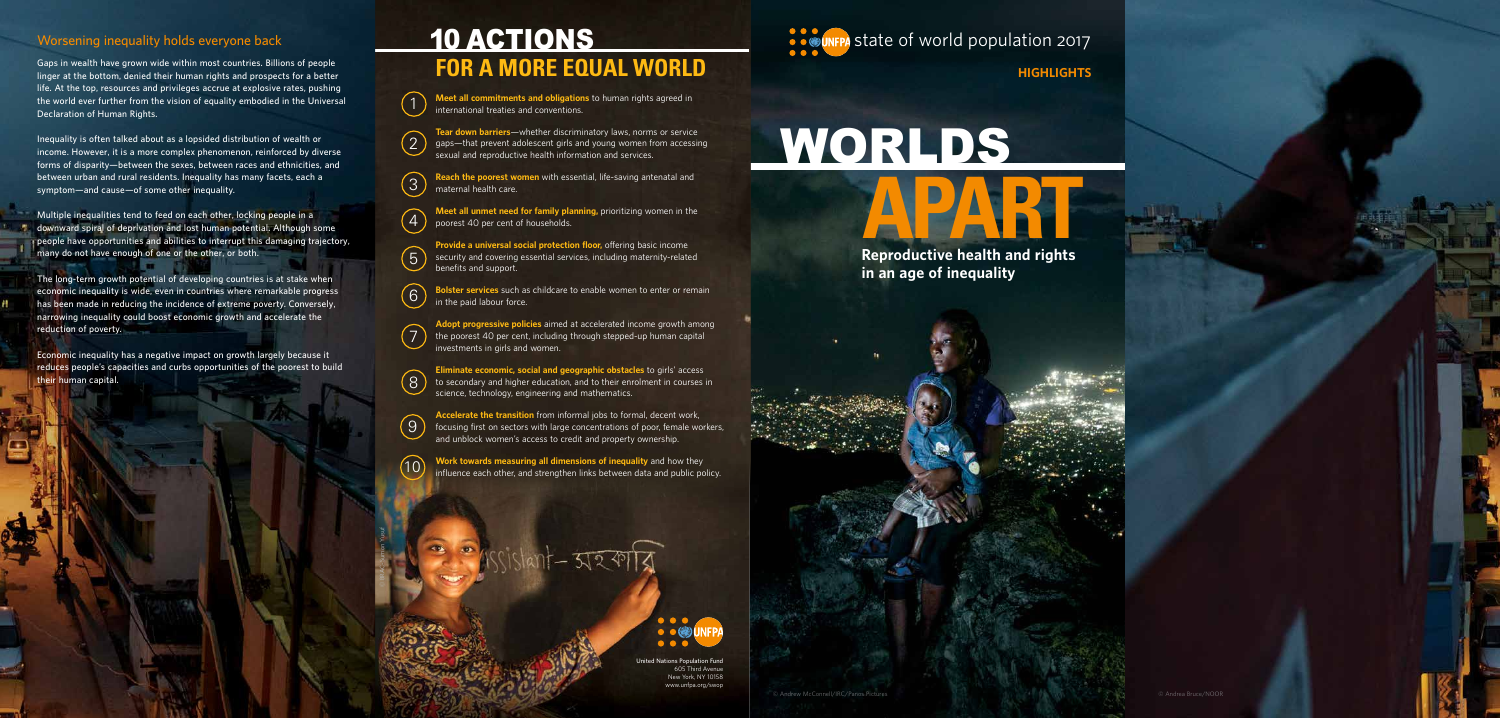## Worsening inequality holds everyone back

Gaps in wealth have grown wide within most countries. Billions of people linger at the bottom, denied their human rights and prospects for a better life. At the top, resources and privileges accrue at explosive rates, pushing the world ever further from the vision of equality embodied in the Universal Declaration of Human Rights.

Inequality is often talked about as a lopsided distribution of wealth or income. However, it is a more complex phenomenon, reinforced by diverse forms of disparity—between the sexes, between races and ethnicities, and between urban and rural residents. Inequality has many facets, each a symptom—and cause—of some other inequality.

Multiple inequalities tend to feed on each other, locking people in a downward spiral of deprivation and lost human potential. Although some people have opportunities and abilities to interrupt this damaging trajectory, many do not have enough of one or the other, or both.

The long-term growth potential of developing countries is at stake when economic inequality is wide, even in countries where remarkable progress has been made in reducing the incidence of extreme poverty. Conversely, narrowing inequality could boost economic growth and accelerate the reduction of poverty.

Economic inequality has a negative impact on growth largely because it reduces people's capacities and curbs opportunities of the poorest to build their human capital.

# 10 ACTIONS FOR A MORE EQUAL WORLD

1. **Meet all commitments and obligations** to human rights agreed in international treaties and conventions.
2. **Tear down barriers**—whether discriminatory laws, norms or service gaps—that prevent adolescent girls and young women from accessing sexual and reproductive health information and services.
3. **Reach the poorest women** with essential, life-saving antenatal and maternal health care.
4. **Meet all unmet need for family planning,** prioritizing women in the poorest 40 per cent of households.
5. **Provide a universal social protection floor,** offering basic income security and covering essential services, including maternity-related benefits and support.
6. **Bolster services** such as childcare to enable women to enter or remain in the paid labour force.
7. **Adopt progressive policies** aimed at accelerated income growth among the poorest 40 per cent, including through stepped-up human capital investments in girls and women.
8. **Eliminate economic, social and geographic obstacles** to girls' access to secondary and higher education, and to their enrolment in courses in science, technology, engineering and mathematics.
9. **Accelerate the transition** from informal jobs to formal, decent work, focusing first on sectors with large concentrations of poor, female workers, and unblock women's access to credit and property ownership.
10. **Work towards measuring all dimensions of inequality** and how they influence each other, and strengthen links between data and public policy.

United Nations Population Fund
605 Third Avenue
New York, NY 10158
www.unfpa.org/swop

UNFPA state of world population 2017

**HIGHLIGHTS**

# WORLDS APART

**Reproductive health and rights in an age of inequality**

© Andrew McConnell/IRC/Panos Pictures

© Andrea Bruce/NOOR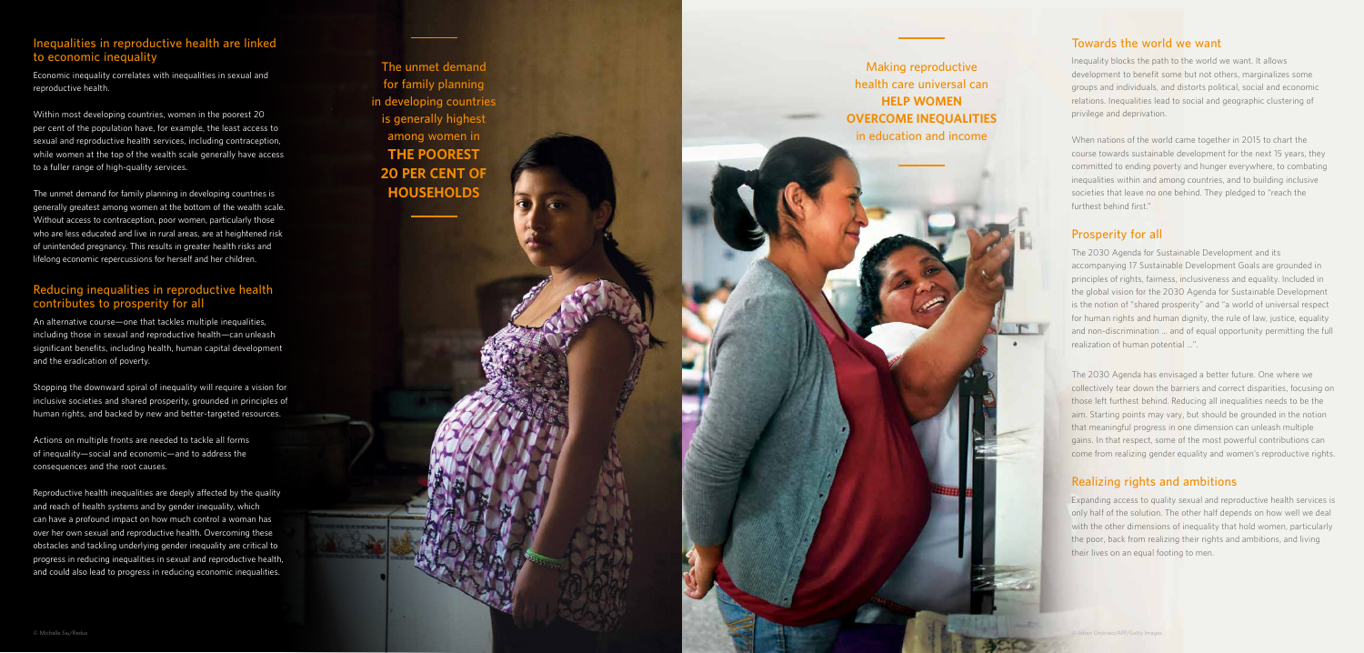## Inequalities in reproductive health are linked to economic inequality

Economic inequality correlates with inequalities in sexual and reproductive health.

Within most developing countries, women in the poorest 20 per cent of the population have, for example, the least access to sexual and reproductive health services, including contraception, while women at the top of the wealth scale generally have access to a fuller range of high-quality services.

The unmet demand for family planning in developing countries is generally greatest among women at the bottom of the wealth scale. Without access to contraception, poor women, particularly those who are less educated and live in rural areas, are at heightened risk of unintended pregnancy. This results in greater health risks and lifelong economic repercussions for herself and her children.

## Reducing inequalities in reproductive health contributes to prosperity for all

An alternative course—one that tackles multiple inequalities, including those in sexual and reproductive health—can unleash significant benefits, including health, human capital development and the eradication of poverty.

Stopping the downward spiral of inequality will require a vision for inclusive societies and shared prosperity, grounded in principles of human rights, and backed by new and better-targeted resources.

Actions on multiple fronts are needed to tackle all forms of inequality—social and economic—and to address the consequences and the root causes.

Reproductive health inequalities are deeply affected by the quality and reach of health systems and by gender inequality, which can have a profound impact on how much control a woman has over her own sexual and reproductive health. Overcoming these obstacles and tackling underlying gender inequality are critical to progress in reducing inequalities in sexual and reproductive health, and could also lead to progress in reducing economic inequalities.

The unmet demand for family planning in developing countries is generally highest among women in **THE POOREST 20 PER CENT OF HOUSEHOLDS**

© Michelle Siu/Redux

Making reproductive health care universal can **HELP WOMEN OVERCOME INEQUALITIES** in education and income

## Towards the world we want

Inequality blocks the path to the world we want. It allows development to benefit some but not others, marginalizes some groups and individuals, and distorts political, social and economic relations. Inequalities lead to social and geographic clustering of privilege and deprivation.

When nations of the world came together in 2015 to chart the course towards sustainable development for the next 15 years, they committed to ending poverty and hunger everywhere, to combating inequalities within and among countries, and to building inclusive societies that leave no one behind. They pledged to "reach the furthest behind first."

## Prosperity for all

The 2030 Agenda for Sustainable Development and its accompanying 17 Sustainable Development Goals are grounded in principles of rights, fairness, inclusiveness and equality. Included in the global vision for the 2030 Agenda for Sustainable Development is the notion of "shared prosperity" and "a world of universal respect for human rights and human dignity, the rule of law, justice, equality and non-discrimination … and of equal opportunity permitting the full realization of human potential …".

The 2030 Agenda has envisaged a better future. One where we collectively tear down the barriers and correct disparities, focusing on those left furthest behind. Reducing all inequalities needs to be the aim. Starting points may vary, but should be grounded in the notion that meaningful progress in one dimension can unleash multiple gains. In that respect, some of the most powerful contributions can come from realizing gender equality and women's reproductive rights.

## Realizing rights and ambitions

Expanding access to quality sexual and reproductive health services is only half of the solution. The other half depends on how well we deal with the other dimensions of inequality that hold women, particularly the poor, back from realizing their rights and ambitions, and living their lives on an equal footing to men.

© Johan Ordonez/AFP/Getty Images